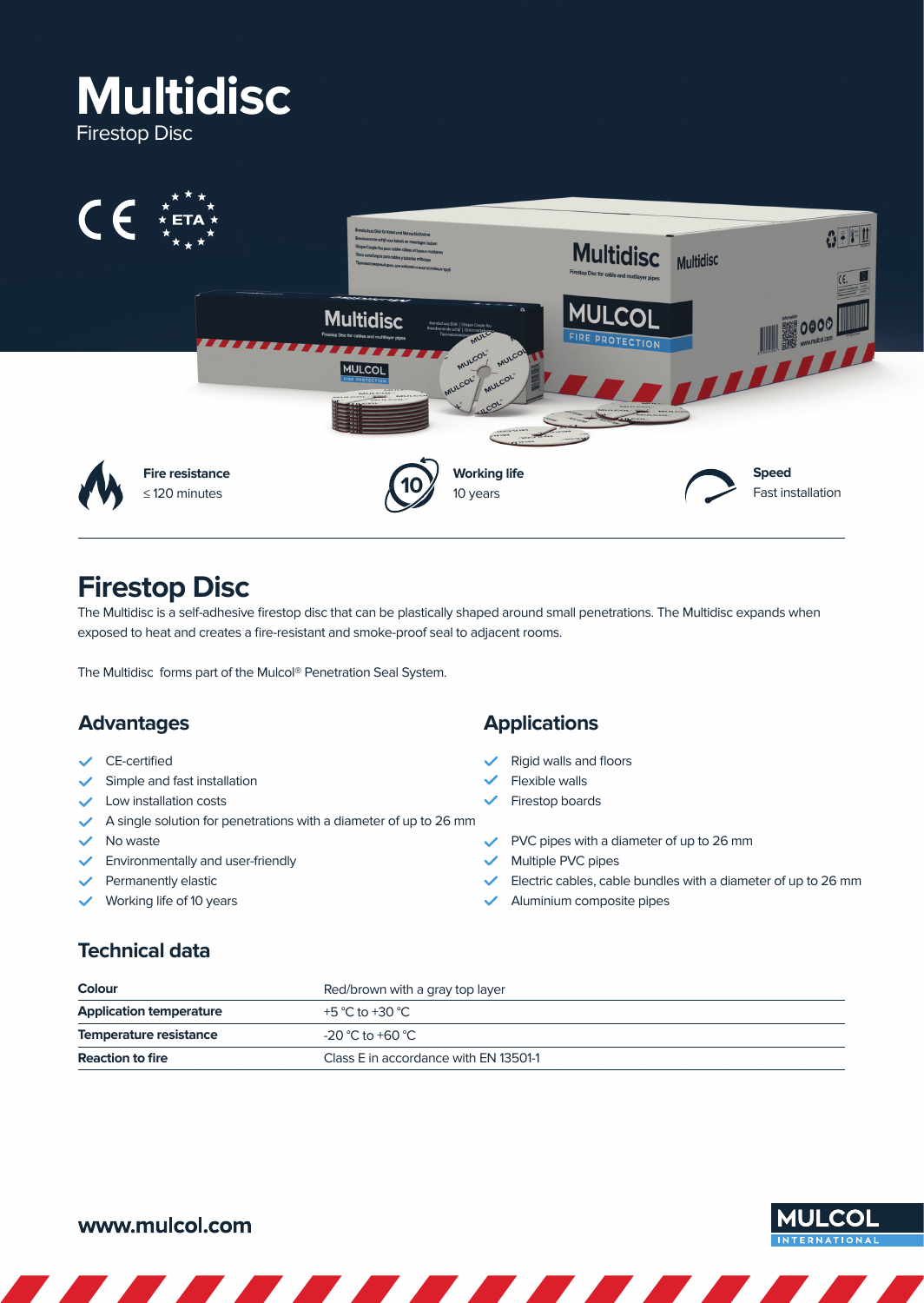# Multidisc

Firestop Disc

**Fire resistance**
≤ 120 minutes

**Working life**
10 years

**Speed**
Fast installation

## Firestop Disc

The Multidisc is a self-adhesive firestop disc that can be plastically shaped around small penetrations. The Multidisc expands when exposed to heat and creates a fire-resistant and smoke-proof seal to adjacent rooms.

The Multidisc forms part of the Mulcol® Penetration Seal System.

### Advantages

- CE-certified
- Simple and fast installation
- Low installation costs
- A single solution for penetrations with a diameter of up to 26 mm
- No waste
- Environmentally and user-friendly
- Permanently elastic
- Working life of 10 years

### Applications

- Rigid walls and floors
- Flexible walls
- Firestop boards

- PVC pipes with a diameter of up to 26 mm
- Multiple PVC pipes
- Electric cables, cable bundles with a diameter of up to 26 mm
- Aluminium composite pipes

### Technical data

| | |
|---|---|
| **Colour** | Red/brown with a gray top layer |
| **Application temperature** | +5 °C to +30 °C |
| **Temperature resistance** | -20 °C to +60 °C |
| **Reaction to fire** | Class E in accordance with EN 13501-1 |

**www.mulcol.com**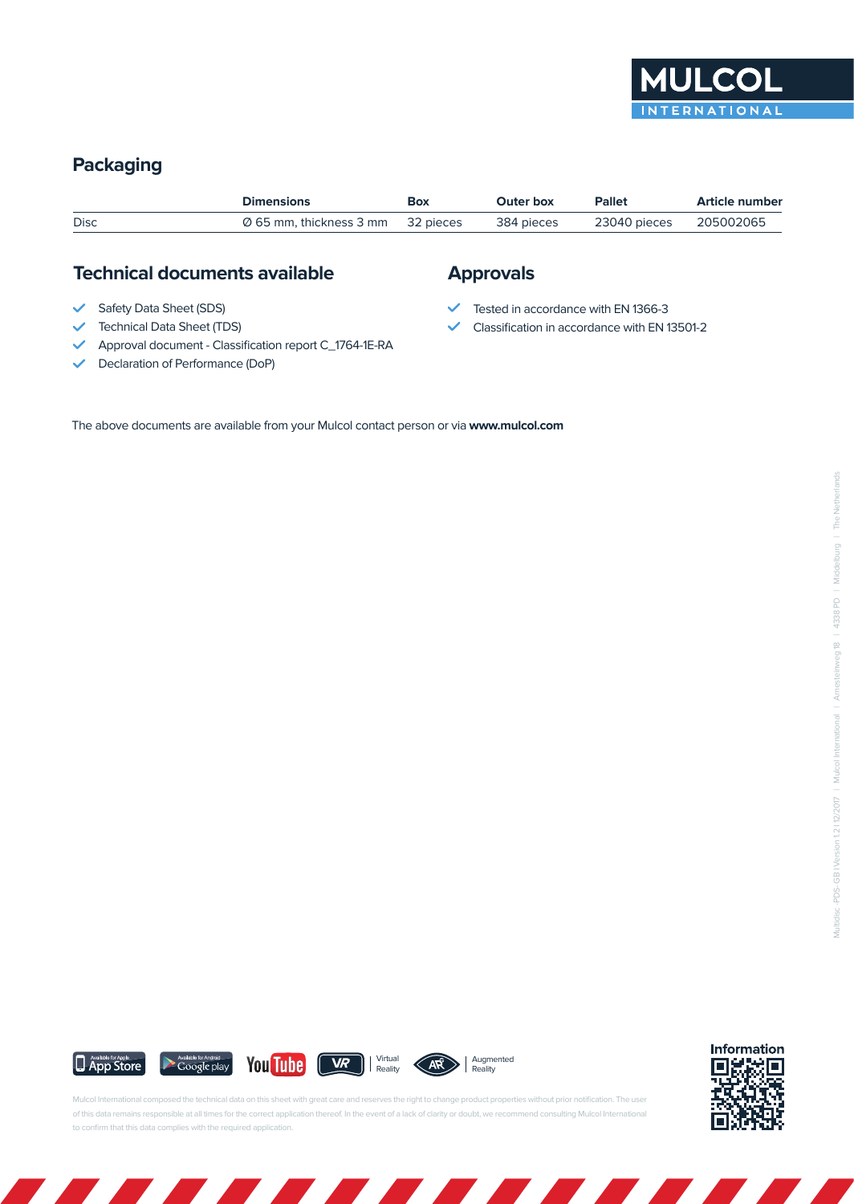## Packaging

| | Dimensions | Box | Outer box | Pallet | Article number |
|---|---|---|---|---|---|
| Disc | Ø 65 mm, thickness 3 mm | 32 pieces | 384 pieces | 23040 pieces | 205002065 |

## Technical documents available

- Safety Data Sheet (SDS)
- Technical Data Sheet (TDS)
- Approval document - Classification report C_1764-1E-RA
- Declaration of Performance (DoP)

## Approvals

- Tested in accordance with EN 1366-3
- Classification in accordance with EN 13501-2

The above documents are available from your Mulcol contact person or via **www.mulcol.com**

Multidisc -PDS- GB | Version 1.2 | 12/2017 | Mulcol International | Arnesteinweg 18 | 4338 PD | Middelburg | The Netherlands

App Store Google play YouTube VR Virtual Reality AR Augmented Reality

Information

Mulcol International composed the technical data on this sheet with great care and reserves the right to change product properties without prior notification. The user of this data remains responsible at all times for the correct application thereof. In the event of a lack of clarity or doubt, we recommend consulting Mulcol International to confirm that this data complies with the required application.